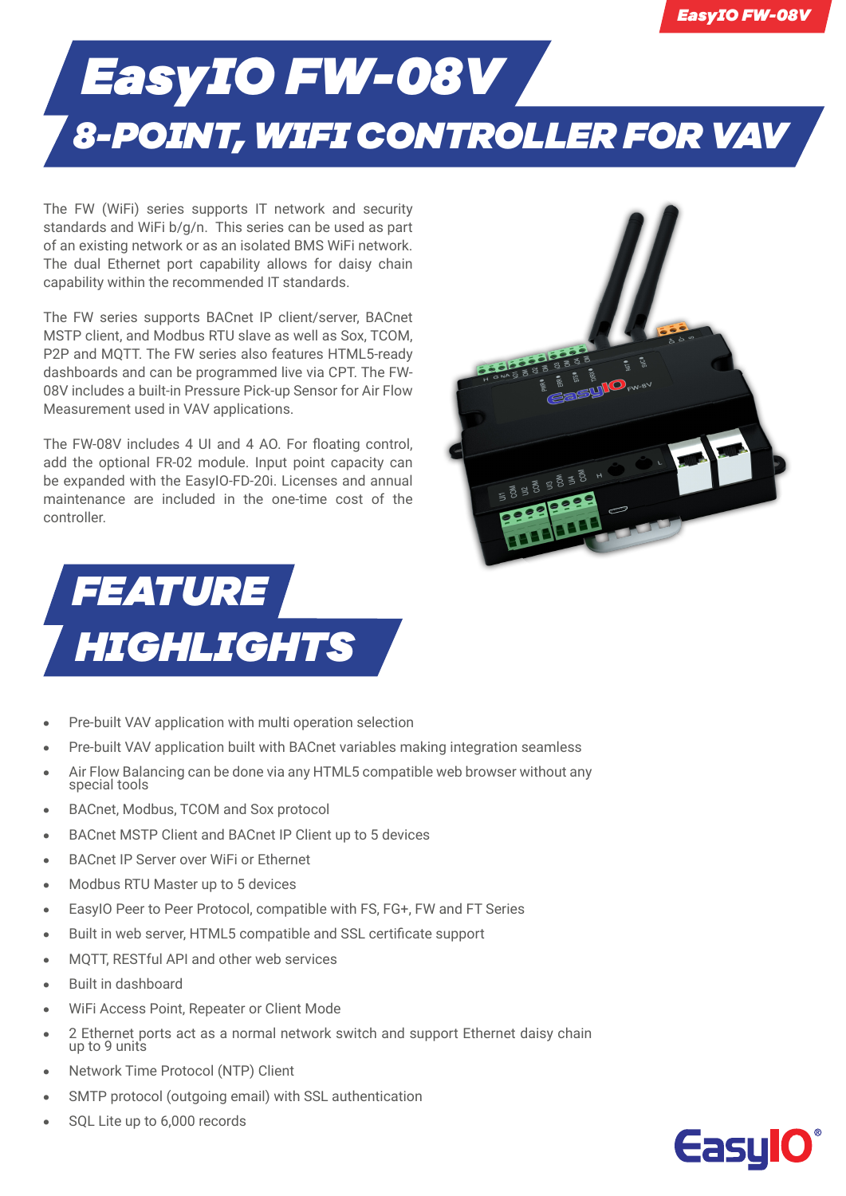# EasyIO FW-08V

## 8-POINT, WIFI CONTROLLER FOR VAV

The FW (WiFi) series supports IT network and security standards and WiFi b/g/n. This series can be used as part of an existing network or as an isolated BMS WiFi network. The dual Ethernet port capability allows for daisy chain capability within the recommended IT standards.

The FW series supports BACnet IP client/server, BACnet MSTP client, and Modbus RTU slave as well as Sox, TCOM, P2P and MQTT. The FW series also features HTML5-ready dashboards and can be programmed live via CPT. The FW-08V includes a built-in Pressure Pick-up Sensor for Air Flow Measurement used in VAV applications.

The FW-08V includes 4 UI and 4 AO. For floating control, add the optional FR-02 module. Input point capacity can be expanded with the EasyIO-FD-20i. Licenses and annual maintenance are included in the one-time cost of the controller.

## FEATURE HIGHLIGHTS

- Pre-built VAV application with multi operation selection
- Pre-built VAV application built with BACnet variables making integration seamless
- Air Flow Balancing can be done via any HTML5 compatible web browser without any special tools
- BACnet, Modbus, TCOM and Sox protocol
- BACnet MSTP Client and BACnet IP Client up to 5 devices
- BACnet IP Server over WiFi or Ethernet
- Modbus RTU Master up to 5 devices
- EasyIO Peer to Peer Protocol, compatible with FS, FG+, FW and FT Series
- Built in web server, HTML5 compatible and SSL certificate support
- MQTT, RESTful API and other web services
- Built in dashboard
- WiFi Access Point, Repeater or Client Mode
- 2 Ethernet ports act as a normal network switch and support Ethernet daisy chain up to 9 units
- Network Time Protocol (NTP) Client
- SMTP protocol (outgoing email) with SSL authentication
- SQL Lite up to 6,000 records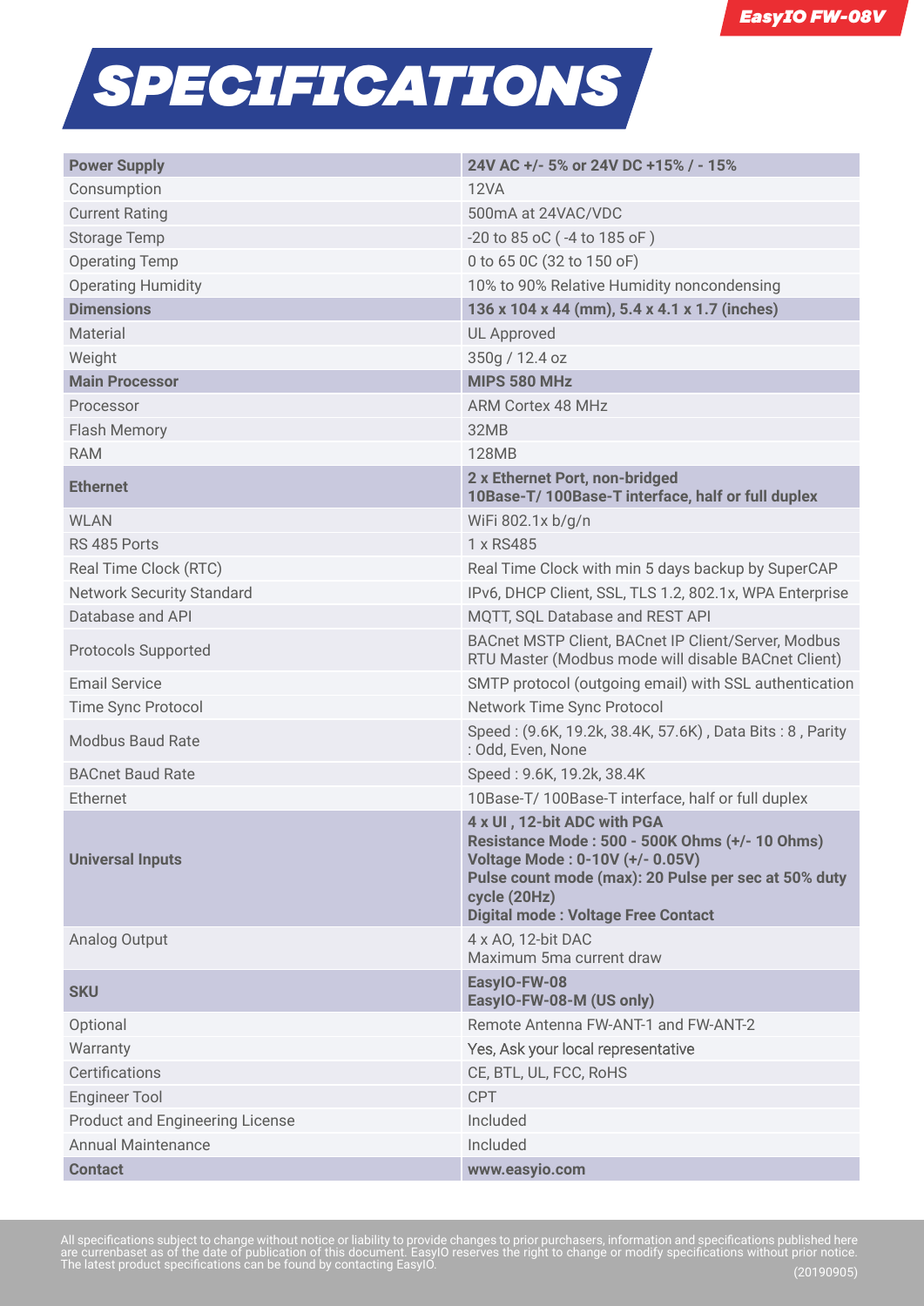# SPECIFICATIONS

| | |
|---|---|
| **Power Supply** | **24V AC +/- 5% or 24V DC +15% / - 15%** |
| Consumption | 12VA |
| Current Rating | 500mA at 24VAC/VDC |
| Storage Temp | -20 to 85 oC ( -4 to 185 oF ) |
| Operating Temp | 0 to 65 0C (32 to 150 oF) |
| Operating Humidity | 10% to 90% Relative Humidity noncondensing |
| **Dimensions** | **136 x 104 x 44 (mm), 5.4 x 4.1 x 1.7 (inches)** |
| Material | UL Approved |
| Weight | 350g / 12.4 oz |
| **Main Processor** | **MIPS 580 MHz** |
| Processor | ARM Cortex 48 MHz |
| Flash Memory | 32MB |
| RAM | 128MB |
| **Ethernet** | **2 x Ethernet Port, non-bridged**<br>**10Base-T/ 100Base-T interface, half or full duplex** |
| WLAN | WiFi 802.1x b/g/n |
| RS 485 Ports | 1 x RS485 |
| Real Time Clock (RTC) | Real Time Clock with min 5 days backup by SuperCAP |
| Network Security Standard | IPv6, DHCP Client, SSL, TLS 1.2, 802.1x, WPA Enterprise |
| Database and API | MQTT, SQL Database and REST API |
| Protocols Supported | BACnet MSTP Client, BACnet IP Client/Server, Modbus RTU Master (Modbus mode will disable BACnet Client) |
| Email Service | SMTP protocol (outgoing email) with SSL authentication |
| Time Sync Protocol | Network Time Sync Protocol |
| Modbus Baud Rate | Speed : (9.6K, 19.2k, 38.4K, 57.6K) , Data Bits : 8 , Parity : Odd, Even, None |
| BACnet Baud Rate | Speed : 9.6K, 19.2k, 38.4K |
| Ethernet | 10Base-T/ 100Base-T interface, half or full duplex |
| **Universal Inputs** | **4 x UI , 12-bit ADC with PGA**<br>**Resistance Mode : 500 - 500K Ohms (+/- 10 Ohms)**<br>**Voltage Mode : 0-10V (+/- 0.05V)**<br>**Pulse count mode (max): 20 Pulse per sec at 50% duty cycle (20Hz)**<br>**Digital mode : Voltage Free Contact** |
| Analog Output | 4 x AO, 12-bit DAC<br>Maximum 5ma current draw |
| **SKU** | **EasyIO-FW-08**<br>**EasyIO-FW-08-M (US only)** |
| Optional | Remote Antenna FW-ANT-1 and FW-ANT-2 |
| Warranty | Yes, Ask your local representative |
| Certifications | CE, BTL, UL, FCC, RoHS |
| Engineer Tool | CPT |
| Product and Engineering License | Included |
| Annual Maintenance | Included |
| **Contact** | **www.easyio.com** |

All specifications subject to change without notice or liability to provide changes to prior purchasers, information and specifications published here are currenbaset as of the date of publication of this document. EasyIO reserves the right to change or modify specifications without prior notice. The latest product specifications can be found by contacting EasyIO.

(20190905)